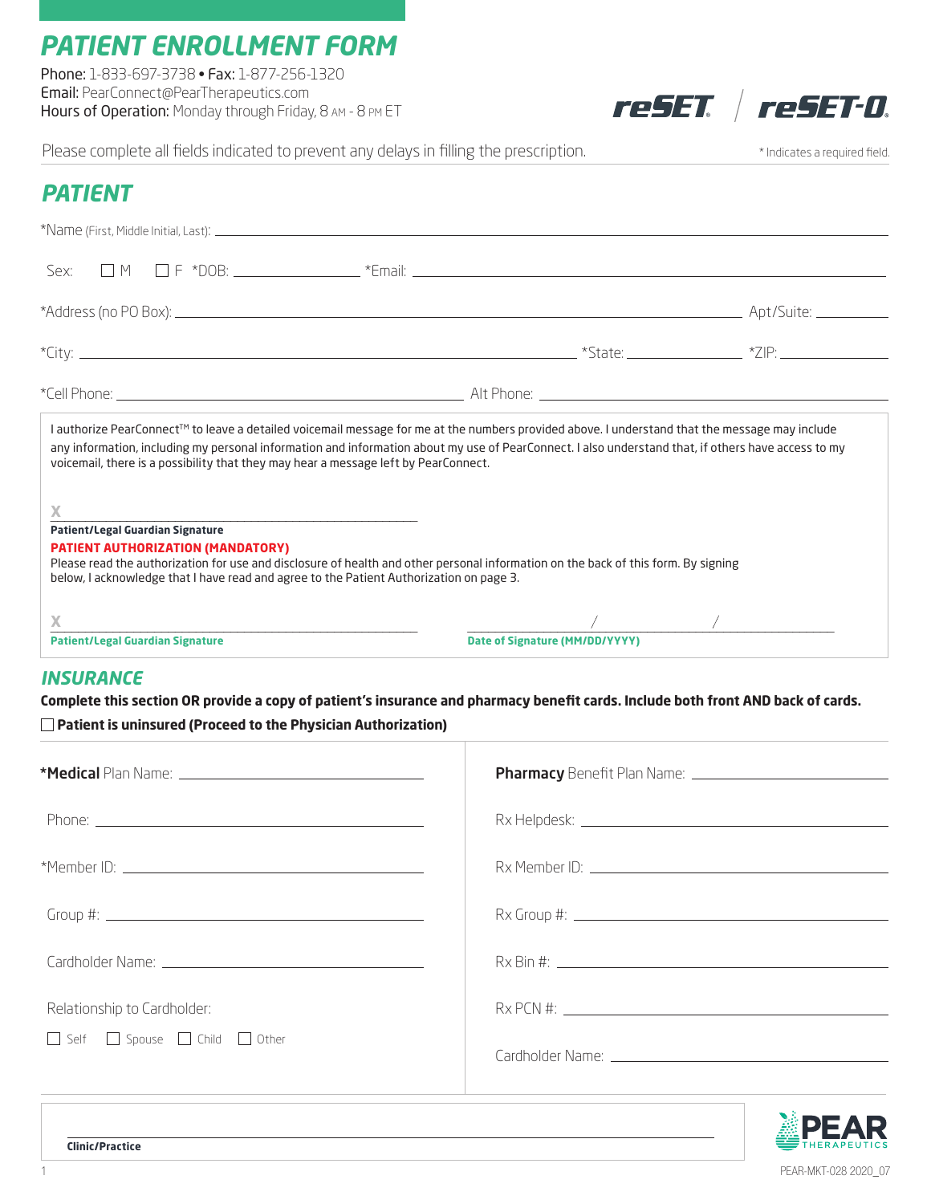# PATIENT ENROLLMENT FORM

**Phone:** 1-833-697-3738 • **Fax:** 1-877-256-1320
**Email:** PearConnect@PearTherapeutics.com
**Hours of Operation:** Monday through Friday, 8 AM - 8 PM ET

reSET / reSET-O

Please complete all fields indicated to prevent any delays in filling the prescription.

* Indicates a required field.

## PATIENT

*Name (First, Middle Initial, Last): ______________________________

Sex: ☐ M ☐ F *DOB: ______________ *Email: ______________________________

*Address (no PO Box): ______________________________ Apt/Suite: __________

*City: ______________________________ *State: __________ *ZIP: __________

*Cell Phone: ______________________________ Alt Phone: ______________________________

I authorize PearConnect™ to leave a detailed voicemail message for me at the numbers provided above. I understand that the message may include any information, including my personal information and information about my use of PearConnect. I also understand that, if others have access to my voicemail, there is a possibility that they may hear a message left by PearConnect.

X ______________________________
**Patient/Legal Guardian Signature**

**PATIENT AUTHORIZATION (MANDATORY)**
Please read the authorization for use and disclosure of health and other personal information on the back of this form. By signing below, I acknowledge that I have read and agree to the Patient Authorization on page 3.

X ______________________________ ______ / ______ / ______
**Patient/Legal Guardian Signature** **Date of Signature (MM/DD/YYYY)**

## INSURANCE

**Complete this section OR provide a copy of patient's insurance and pharmacy benefit cards. Include both front AND back of cards.**

☐ **Patient is uninsured (Proceed to the Physician Authorization)**

***Medical** Plan Name: ______________________________

Phone: ______________________________

*Member ID: ______________________________

Group #: ______________________________

Cardholder Name: ______________________________

Relationship to Cardholder:

☐ Self ☐ Spouse ☐ Child ☐ Other

**Pharmacy** Benefit Plan Name: ______________________________

Rx Helpdesk: ______________________________

Rx Member ID: ______________________________

Rx Group #: ______________________________

Rx Bin #: ______________________________

Rx PCN #: ______________________________

Cardholder Name: ______________________________

______________________________
**Clinic/Practice**

PEAR THERAPEUTICS

PEAR-MKT-028 2020_07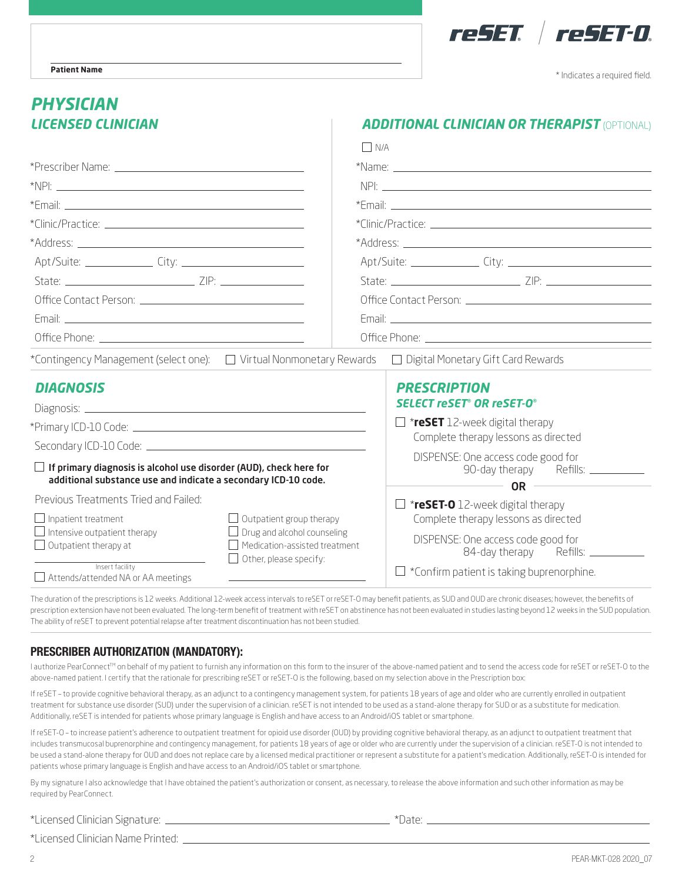Patient Name

reSET / reSET-O

\* Indicates a required field.

## PHYSICIAN

### LICENSED CLINICIAN

*Prescriber Name: ______________________

*NPI: ______________________

*Email: ______________________

*Clinic/Practice: ______________________

*Address: ______________________

Apt/Suite: __________ City: ______________________

State: ______________________ ZIP: __________

Office Contact Person: ______________________

Email: ______________________

Office Phone: ______________________

### ADDITIONAL CLINICIAN OR THERAPIST (OPTIONAL)

☐ N/A

*Name: ______________________

NPI: ______________________

*Email: ______________________

*Clinic/Practice: ______________________

*Address: ______________________

Apt/Suite: __________ City: ______________________

State: ______________________ ZIP: __________

Office Contact Person: ______________________

Email: ______________________

Office Phone: ______________________

*Contingency Management (select one): ☐ Virtual Nonmonetary Rewards ☐ Digital Monetary Gift Card Rewards

### DIAGNOSIS

Diagnosis: ______________________

*Primary ICD-10 Code: ______________________

Secondary ICD-10 Code: ______________________

☐ **If primary diagnosis is alcohol use disorder (AUD), check here for additional substance use and indicate a secondary ICD-10 code.**

Previous Treatments Tried and Failed:

☐ Inpatient treatment
☐ Intensive outpatient therapy
☐ Outpatient therapy at ______________________ (Insert facility)
☐ Attends/attended NA or AA meetings
☐ Outpatient group therapy
☐ Drug and alcohol counseling
☐ Medication-assisted treatment
☐ Other, please specify: ______________________

### PRESCRIPTION

#### SELECT reSET® OR reSET-O®

☐ ***reSET** 12-week digital therapy
Complete therapy lessons as directed

DISPENSE: One access code good for 90-day therapy Refills: __________

**OR**

☐ ***reSET-O** 12-week digital therapy
Complete therapy lessons as directed

DISPENSE: One access code good for 84-day therapy Refills: __________

☐ *Confirm patient is taking buprenorphine.

The duration of the prescriptions is 12 weeks. Additional 12-week access intervals to reSET or reSET-O may benefit patients, as SUD and OUD are chronic diseases; however, the benefits of prescription extension have not been evaluated. The long-term benefit of treatment with reSET on abstinence has not been evaluated in studies lasting beyond 12 weeks in the SUD population. The ability of reSET to prevent potential relapse after treatment discontinuation has not been studied.

## PRESCRIBER AUTHORIZATION (MANDATORY):

I authorize PearConnect™ on behalf of my patient to furnish any information on this form to the insurer of the above-named patient and to send the access code for reSET or reSET-O to the above-named patient. I certify that the rationale for prescribing reSET or reSET-O is the following, based on my selection above in the Prescription box:

If reSET – to provide cognitive behavioral therapy, as an adjunct to a contingency management system, for patients 18 years of age and older who are currently enrolled in outpatient treatment for substance use disorder (SUD) under the supervision of a clinician. reSET is not intended to be used as a stand-alone therapy for SUD or as a substitute for medication. Additionally, reSET is intended for patients whose primary language is English and have access to an Android/iOS tablet or smartphone.

If reSET-O – to increase patient's adherence to outpatient treatment for opioid use disorder (OUD) by providing cognitive behavioral therapy, as an adjunct to outpatient treatment that includes transmucosal buprenorphine and contingency management, for patients 18 years of age or older who are currently under the supervision of a clinician. reSET-O is not intended to be used as a stand-alone therapy for OUD and does not replace care by a licensed medical practitioner or represent a substitute for a patient's medication. Additionally, reSET-O is intended for patients whose primary language is English and have access to an Android/iOS tablet or smartphone.

By my signature I also acknowledge that I have obtained the patient's authorization or consent, as necessary, to release the above information and such other information as may be required by PearConnect.

*Licensed Clinician Signature: ______________________ *Date: ______________________

*Licensed Clinician Name Printed: ______________________

PEAR-MKT-028 2020_07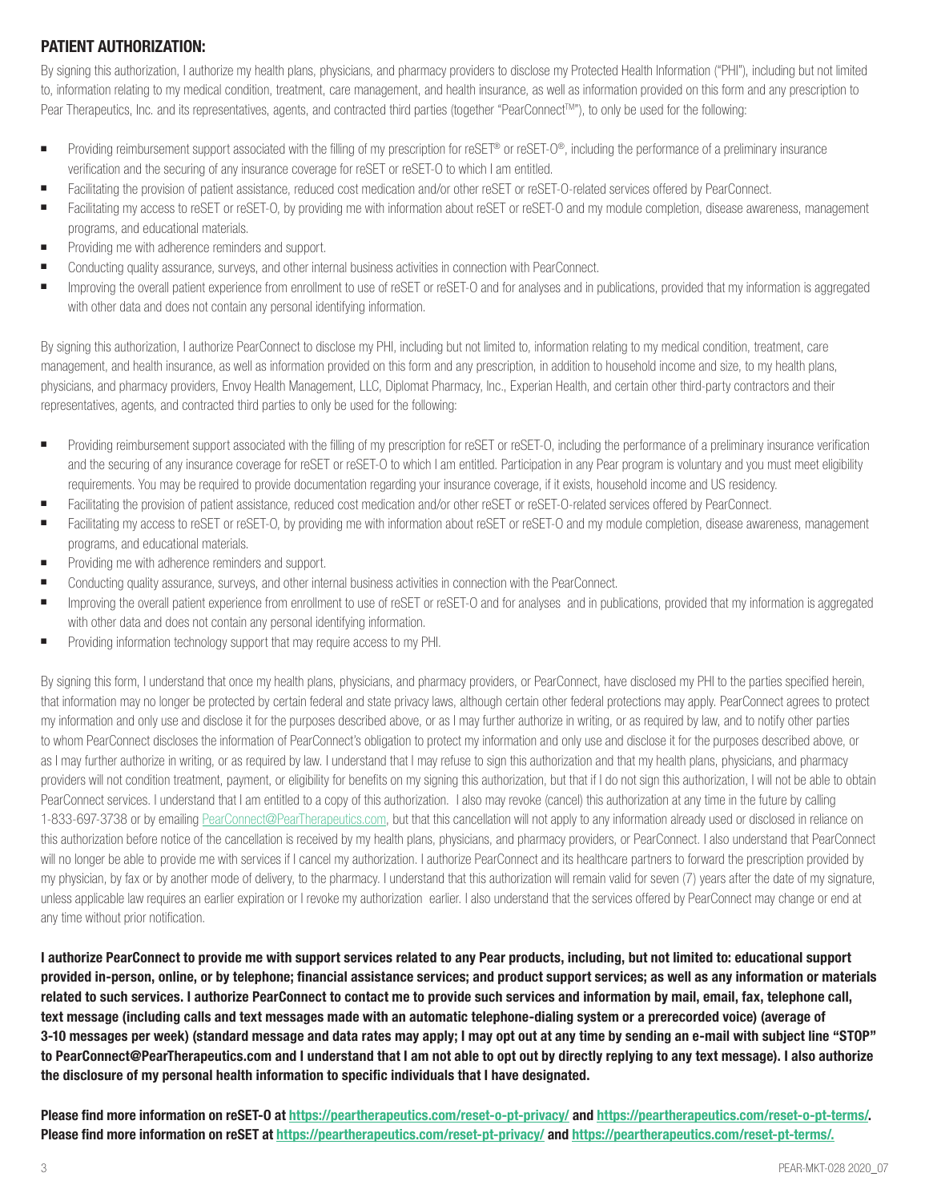## PATIENT AUTHORIZATION:

By signing this authorization, I authorize my health plans, physicians, and pharmacy providers to disclose my Protected Health Information ("PHI"), including but not limited to, information relating to my medical condition, treatment, care management, and health insurance, as well as information provided on this form and any prescription to Pear Therapeutics, Inc. and its representatives, agents, and contracted third parties (together "PearConnect™"), to only be used for the following:

- Providing reimbursement support associated with the filling of my prescription for reSET® or reSET-O®, including the performance of a preliminary insurance verification and the securing of any insurance coverage for reSET or reSET-O to which I am entitled.
- Facilitating the provision of patient assistance, reduced cost medication and/or other reSET or reSET-O-related services offered by PearConnect.
- Facilitating my access to reSET or reSET-O, by providing me with information about reSET or reSET-O and my module completion, disease awareness, management programs, and educational materials.
- Providing me with adherence reminders and support.
- Conducting quality assurance, surveys, and other internal business activities in connection with PearConnect.
- Improving the overall patient experience from enrollment to use of reSET or reSET-O and for analyses and in publications, provided that my information is aggregated with other data and does not contain any personal identifying information.

By signing this authorization, I authorize PearConnect to disclose my PHI, including but not limited to, information relating to my medical condition, treatment, care management, and health insurance, as well as information provided on this form and any prescription, in addition to household income and size, to my health plans, physicians, and pharmacy providers, Envoy Health Management, LLC, Diplomat Pharmacy, Inc., Experian Health, and certain other third-party contractors and their representatives, agents, and contracted third parties to only be used for the following:

- Providing reimbursement support associated with the filling of my prescription for reSET or reSET-O, including the performance of a preliminary insurance verification and the securing of any insurance coverage for reSET or reSET-O to which I am entitled. Participation in any Pear program is voluntary and you must meet eligibility requirements. You may be required to provide documentation regarding your insurance coverage, if it exists, household income and US residency.
- Facilitating the provision of patient assistance, reduced cost medication and/or other reSET or reSET-O-related services offered by PearConnect.
- Facilitating my access to reSET or reSET-O, by providing me with information about reSET or reSET-O and my module completion, disease awareness, management programs, and educational materials.
- Providing me with adherence reminders and support.
- Conducting quality assurance, surveys, and other internal business activities in connection with the PearConnect.
- Improving the overall patient experience from enrollment to use of reSET or reSET-O and for analyses and in publications, provided that my information is aggregated with other data and does not contain any personal identifying information.
- Providing information technology support that may require access to my PHI.

By signing this form, I understand that once my health plans, physicians, and pharmacy providers, or PearConnect, have disclosed my PHI to the parties specified herein, that information may no longer be protected by certain federal and state privacy laws, although certain other federal protections may apply. PearConnect agrees to protect my information and only use and disclose it for the purposes described above, or as I may further authorize in writing, or as required by law, and to notify other parties to whom PearConnect discloses the information of PearConnect's obligation to protect my information and only use and disclose it for the purposes described above, or as I may further authorize in writing, or as required by law. I understand that I may refuse to sign this authorization and that my health plans, physicians, and pharmacy providers will not condition treatment, payment, or eligibility for benefits on my signing this authorization, but that if I do not sign this authorization, I will not be able to obtain PearConnect services. I understand that I am entitled to a copy of this authorization. I also may revoke (cancel) this authorization at any time in the future by calling 1-833-697-3738 or by emailing PearConnect@PearTherapeutics.com, but that this cancellation will not apply to any information already used or disclosed in reliance on this authorization before notice of the cancellation is received by my health plans, physicians, and pharmacy providers, or PearConnect. I also understand that PearConnect will no longer be able to provide me with services if I cancel my authorization. I authorize PearConnect and its healthcare partners to forward the prescription provided by my physician, by fax or by another mode of delivery, to the pharmacy. I understand that this authorization will remain valid for seven (7) years after the date of my signature, unless applicable law requires an earlier expiration or I revoke my authorization earlier. I also understand that the services offered by PearConnect may change or end at any time without prior notification.

**I authorize PearConnect to provide me with support services related to any Pear products, including, but not limited to: educational support provided in-person, online, or by telephone; financial assistance services; and product support services; as well as any information or materials related to such services. I authorize PearConnect to contact me to provide such services and information by mail, email, fax, telephone call, text message (including calls and text messages made with an automatic telephone-dialing system or a prerecorded voice) (average of 3-10 messages per week) (standard message and data rates may apply; I may opt out at any time by sending an e-mail with subject line "STOP" to PearConnect@PearTherapeutics.com and I understand that I am not able to opt out by directly replying to any text message). I also authorize the disclosure of my personal health information to specific individuals that I have designated.**

**Please find more information on reSET-O at https://peartherapeutics.com/reset-o-pt-privacy/ and https://peartherapeutics.com/reset-o-pt-terms/.**
**Please find more information on reSET at https://peartherapeutics.com/reset-pt-privacy/ and https://peartherapeutics.com/reset-pt-terms/.**

PEAR-MKT-028 2020_07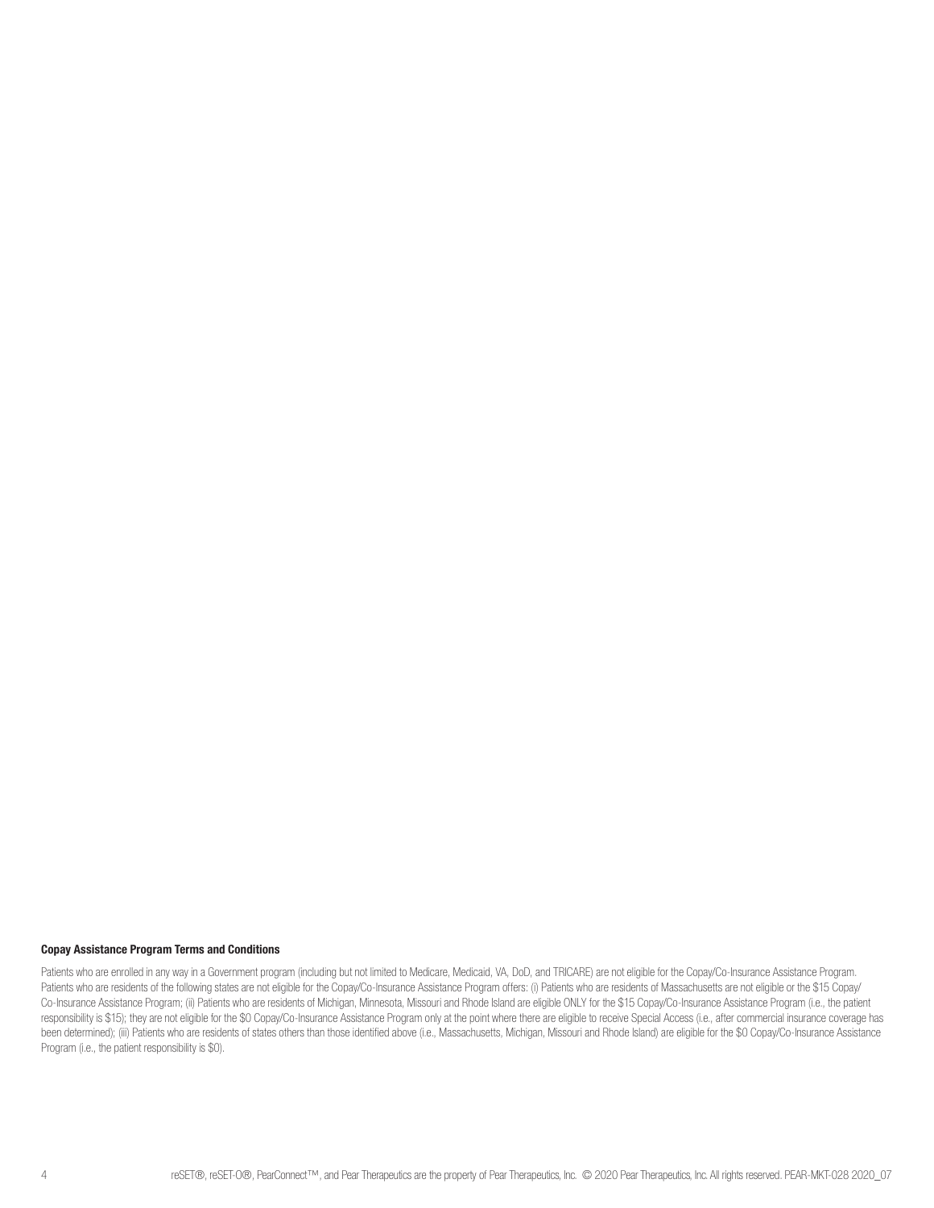**Copay Assistance Program Terms and Conditions**

Patients who are enrolled in any way in a Government program (including but not limited to Medicare, Medicaid, VA, DoD, and TRICARE) are not eligible for the Copay/Co-Insurance Assistance Program. Patients who are residents of the following states are not eligible for the Copay/Co-Insurance Assistance Program offers: (i) Patients who are residents of Massachusetts are not eligible or the $15 Copay/Co-Insurance Assistance Program; (ii) Patients who are residents of Michigan, Minnesota, Missouri and Rhode Island are eligible ONLY for the $15 Copay/Co-Insurance Assistance Program (i.e., the patient responsibility is $15); they are not eligible for the $0 Copay/Co-Insurance Assistance Program only at the point where there are eligible to receive Special Access (i.e., after commercial insurance coverage has been determined); (iii) Patients who are residents of states others than those identified above (i.e., Massachusetts, Michigan, Missouri and Rhode Island) are eligible for the $0 Copay/Co-Insurance Assistance Program (i.e., the patient responsibility is $0).

reSET®, reSET-O®, PearConnect™, and Pear Therapeutics are the property of Pear Therapeutics, Inc. © 2020 Pear Therapeutics, Inc. All rights reserved. PEAR-MKT-028 2020_07